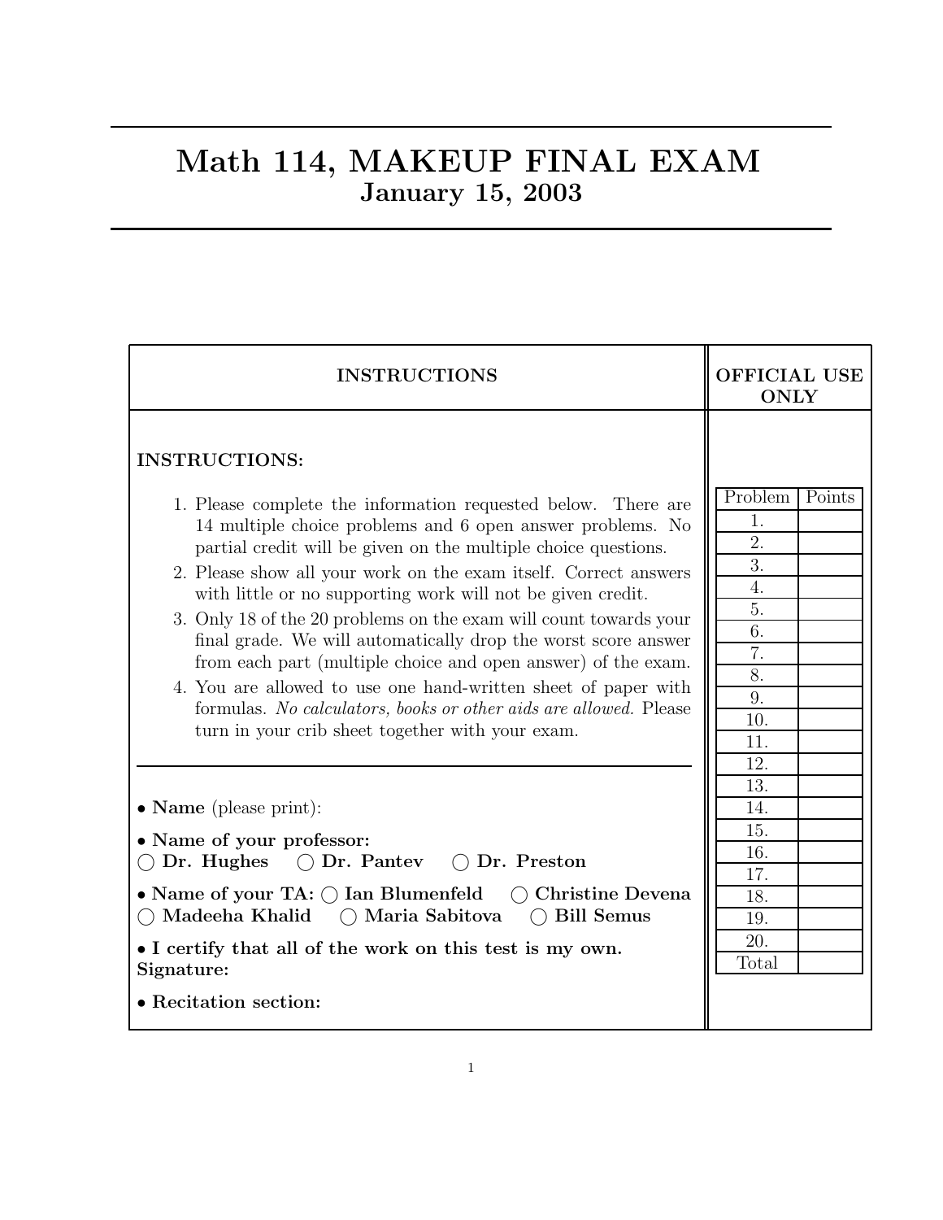# Math 114, MAKEUP FINAL EXAM
## January 15, 2003

| INSTRUCTIONS | OFFICIAL USE ONLY |
|---|---|

**INSTRUCTIONS:**

1. Please complete the information requested below. There are 14 multiple choice problems and 6 open answer problems. No partial credit will be given on the multiple choice questions.
2. Please show all your work on the exam itself. Correct answers with little or no supporting work will not be given credit.
3. Only 18 of the 20 problems on the exam will count towards your final grade. We will automatically drop the worst score answer from each part (multiple choice and open answer) of the exam.
4. You are allowed to use one hand-written sheet of paper with formulas. *No calculators, books or other aids are allowed.* Please turn in your crib sheet together with your exam.

---

- **Name** (please print):
- **Name of your professor:**
  ◯ **Dr. Hughes** ◯ **Dr. Pantev** ◯ **Dr. Preston**
- **Name of your TA:** ◯ **Ian Blumenfeld** ◯ **Christine Devena** ◯ **Madeeha Khalid** ◯ **Maria Sabitova** ◯ **Bill Semus**
- **I certify that all of the work on this test is my own.**
  **Signature:**
- **Recitation section:**

| Problem | Points |
|---|---|
| 1. | |
| 2. | |
| 3. | |
| 4. | |
| 5. | |
| 6. | |
| 7. | |
| 8. | |
| 9. | |
| 10. | |
| 11. | |
| 12. | |
| 13. | |
| 14. | |
| 15. | |
| 16. | |
| 17. | |
| 18. | |
| 19. | |
| 20. | |
| Total | |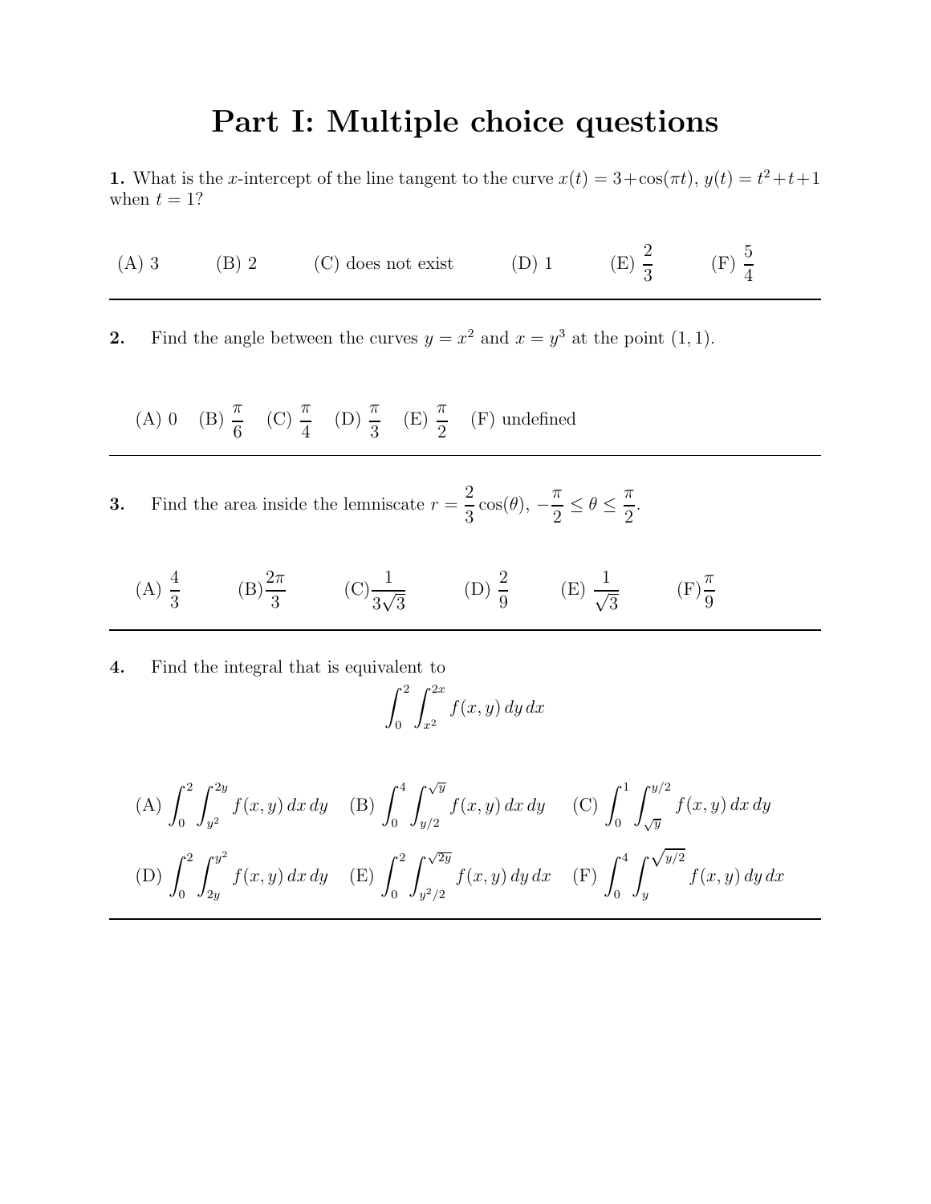# Part I: Multiple choice questions

**1.** What is the $x$-intercept of the line tangent to the curve $x(t) = 3+\cos(\pi t)$, $y(t) = t^2+t+1$ when $t = 1$?

(A) 3 (B) 2 (C) does not exist (D) 1 (E) $\frac{2}{3}$ (F) $\frac{5}{4}$

---

**2.** Find the angle between the curves $y = x^2$ and $x = y^3$ at the point $(1, 1)$.

(A) 0 (B) $\frac{\pi}{6}$ (C) $\frac{\pi}{4}$ (D) $\frac{\pi}{3}$ (E) $\frac{\pi}{2}$ (F) undefined

---

**3.** Find the area inside the lemniscate $r = \frac{2}{3}\cos(\theta)$, $-\frac{\pi}{2} \leq \theta \leq \frac{\pi}{2}$.

(A) $\frac{4}{3}$ (B) $\frac{2\pi}{3}$ (C) $\frac{1}{3\sqrt{3}}$ (D) $\frac{2}{9}$ (E) $\frac{1}{\sqrt{3}}$ (F) $\frac{\pi}{9}$

---

**4.** Find the integral that is equivalent to

$$\int_0^2 \int_{x^2}^{2x} f(x, y)\, dy\, dx$$

(A) $\int_0^2 \int_{y^2}^{2y} f(x, y)\, dx\, dy$ (B) $\int_0^4 \int_{y/2}^{\sqrt{y}} f(x, y)\, dx\, dy$ (C) $\int_0^1 \int_{\sqrt{y}}^{y/2} f(x, y)\, dx\, dy$

(D) $\int_0^2 \int_{2y}^{y^2} f(x, y)\, dx\, dy$ (E) $\int_0^2 \int_{y^2/2}^{\sqrt{2y}} f(x, y)\, dy\, dx$ (F) $\int_0^4 \int_{y}^{\sqrt{y/2}} f(x, y)\, dy\, dx$

---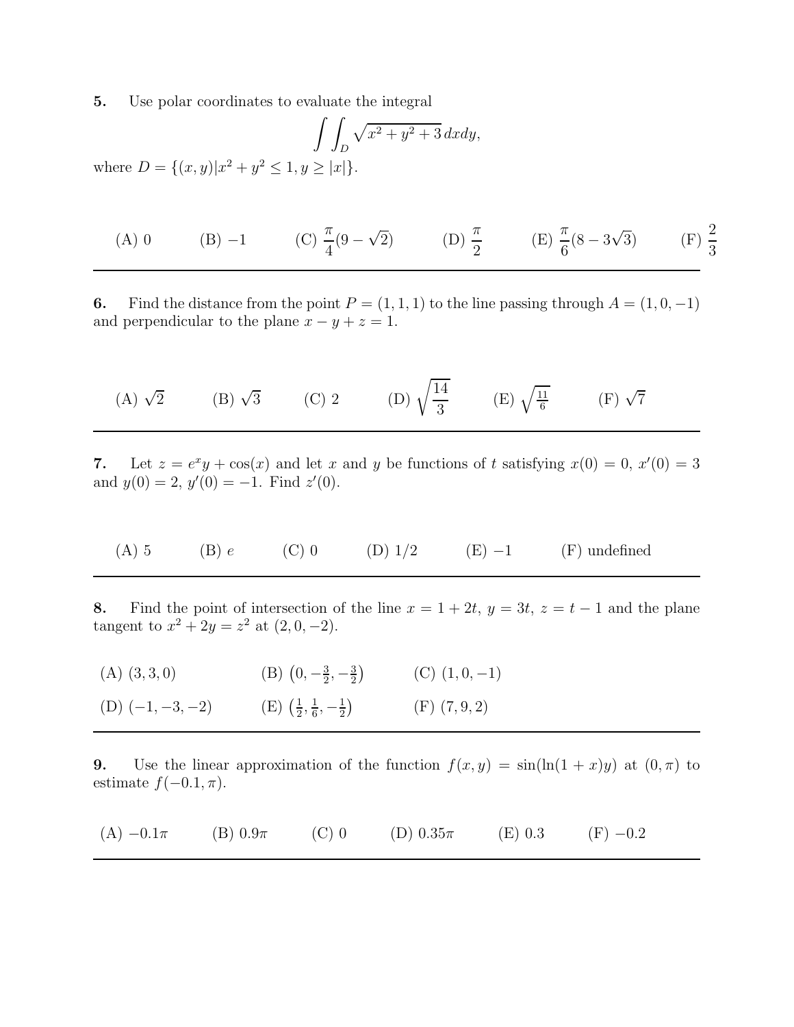**5.** Use polar coordinates to evaluate the integral

$$\int\int_D \sqrt{x^2 + y^2 + 3}\, dxdy,$$

where $D = \{(x, y)|x^2 + y^2 \leq 1, y \geq |x|\}$.

(A) 0 (B) $-1$ (C) $\frac{\pi}{4}(9 - \sqrt{2})$ (D) $\frac{\pi}{2}$ (E) $\frac{\pi}{6}(8 - 3\sqrt{3})$ (F) $\frac{2}{3}$

---

**6.** Find the distance from the point $P = (1, 1, 1)$ to the line passing through $A = (1, 0, -1)$ and perpendicular to the plane $x - y + z = 1$.

(A) $\sqrt{2}$ (B) $\sqrt{3}$ (C) 2 (D) $\sqrt{\frac{14}{3}}$ (E) $\sqrt{\frac{11}{6}}$ (F) $\sqrt{7}$

---

**7.** Let $z = e^x y + \cos(x)$ and let $x$ and $y$ be functions of $t$ satisfying $x(0) = 0$, $x'(0) = 3$ and $y(0) = 2$, $y'(0) = -1$. Find $z'(0)$.

(A) 5 (B) $e$ (C) 0 (D) 1/2 (E) $-1$ (F) undefined

---

**8.** Find the point of intersection of the line $x = 1 + 2t$, $y = 3t$, $z = t - 1$ and the plane tangent to $x^2 + 2y = z^2$ at $(2, 0, -2)$.

(A) $(3, 3, 0)$ (B) $\left(0, -\frac{3}{2}, -\frac{3}{2}\right)$ (C) $(1, 0, -1)$

(D) $(-1, -3, -2)$ (E) $\left(\frac{1}{2}, \frac{1}{6}, -\frac{1}{2}\right)$ (F) $(7, 9, 2)$

---

**9.** Use the linear approximation of the function $f(x, y) = \sin(\ln(1 + x)y)$ at $(0, \pi)$ to estimate $f(-0.1, \pi)$.

(A) $-0.1\pi$ (B) $0.9\pi$ (C) 0 (D) $0.35\pi$ (E) 0.3 (F) $-0.2$

---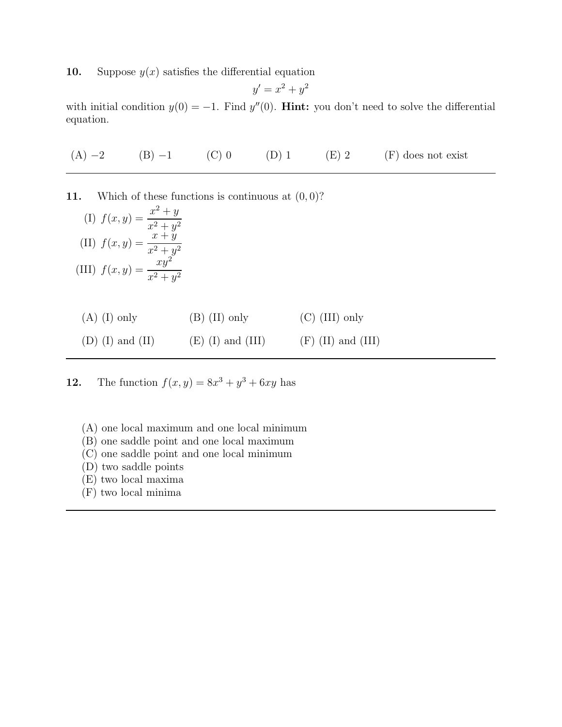**10.** Suppose $y(x)$ satisfies the differential equation

$$y' = x^2 + y^2$$

with initial condition $y(0) = -1$. Find $y''(0)$. **Hint:** you don't need to solve the differential equation.

(A) $-2$ (B) $-1$ (C) $0$ (D) $1$ (E) $2$ (F) does not exist

---

**11.** Which of these functions is continuous at $(0, 0)$?

(I) $f(x, y) = \dfrac{x^2 + y}{x^2 + y^2}$

(II) $f(x, y) = \dfrac{x + y}{x^2 + y^2}$

(III) $f(x, y) = \dfrac{xy^2}{x^2 + y^2}$

(A) (I) only (B) (II) only (C) (III) only

(D) (I) and (II) (E) (I) and (III) (F) (II) and (III)

---

**12.** The function $f(x, y) = 8x^3 + y^3 + 6xy$ has

(A) one local maximum and one local minimum
(B) one saddle point and one local maximum
(C) one saddle point and one local minimum
(D) two saddle points
(E) two local maxima
(F) two local minima

---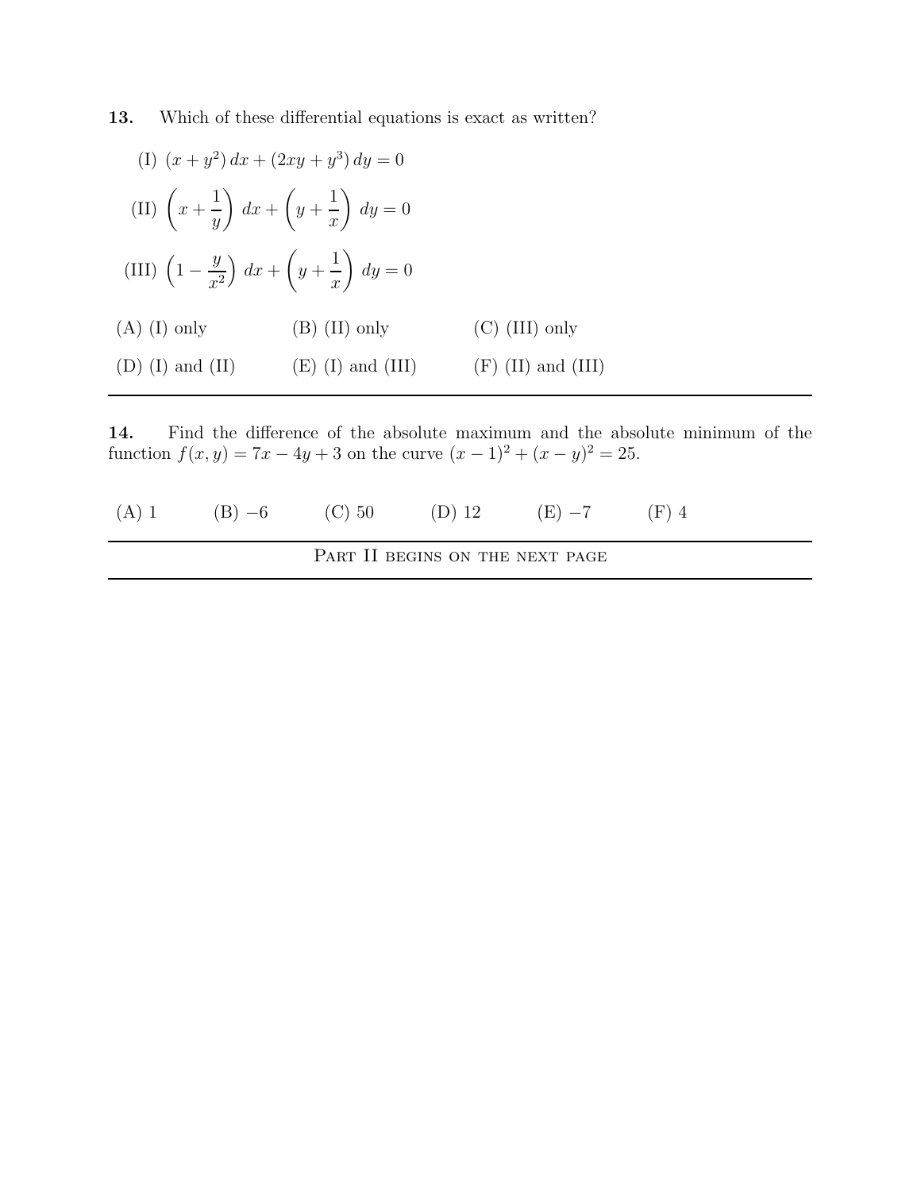**13.** Which of these differential equations is exact as written?

(I) $(x + y^2)\,dx + (2xy + y^3)\,dy = 0$

(II) $\left(x + \dfrac{1}{y}\right)\,dx + \left(y + \dfrac{1}{x}\right)\,dy = 0$

(III) $\left(1 - \dfrac{y}{x^2}\right)\,dx + \left(y + \dfrac{1}{x}\right)\,dy = 0$

(A) (I) only (B) (II) only (C) (III) only

(D) (I) and (II) (E) (I) and (III) (F) (II) and (III)

---

**14.** Find the difference of the absolute maximum and the absolute minimum of the function $f(x, y) = 7x - 4y + 3$ on the curve $(x - 1)^2 + (x - y)^2 = 25$.

(A) 1 (B) $-6$ (C) 50 (D) 12 (E) $-7$ (F) 4

---

Part II begins on the next page

---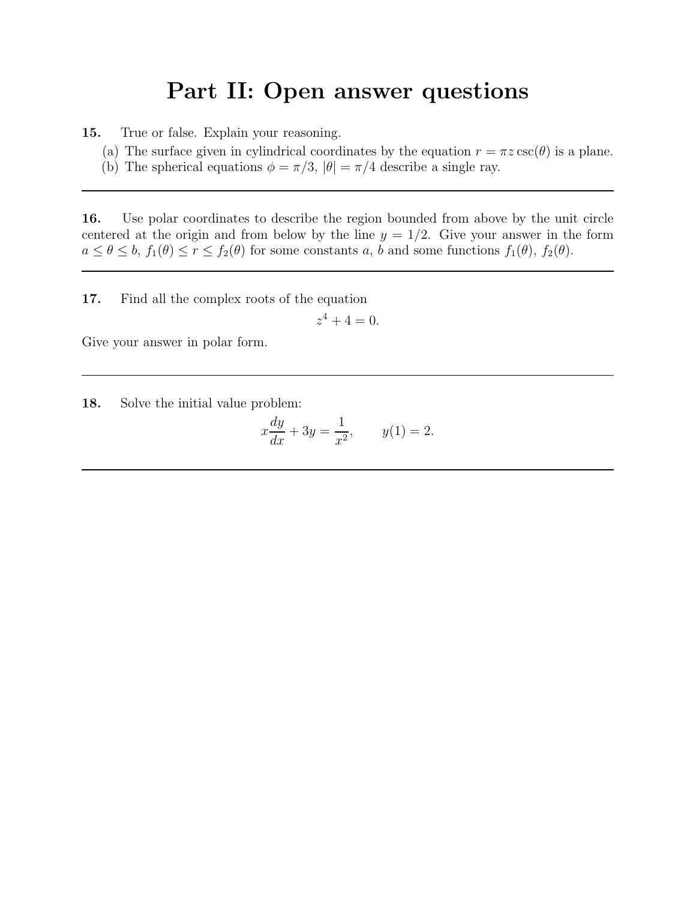# Part II: Open answer questions

**15.** True or false. Explain your reasoning.

(a) The surface given in cylindrical coordinates by the equation $r = \pi z \csc(\theta)$ is a plane.

(b) The spherical equations $\phi = \pi/3$, $|\theta| = \pi/4$ describe a single ray.

---

**16.** Use polar coordinates to describe the region bounded from above by the unit circle centered at the origin and from below by the line $y = 1/2$. Give your answer in the form $a \leq \theta \leq b$, $f_1(\theta) \leq r \leq f_2(\theta)$ for some constants $a$, $b$ and some functions $f_1(\theta)$, $f_2(\theta)$.

---

**17.** Find all the complex roots of the equation

$$z^4 + 4 = 0.$$

Give your answer in polar form.

---

**18.** Solve the initial value problem:

$$x\frac{dy}{dx} + 3y = \frac{1}{x^2}, \qquad y(1) = 2.$$

---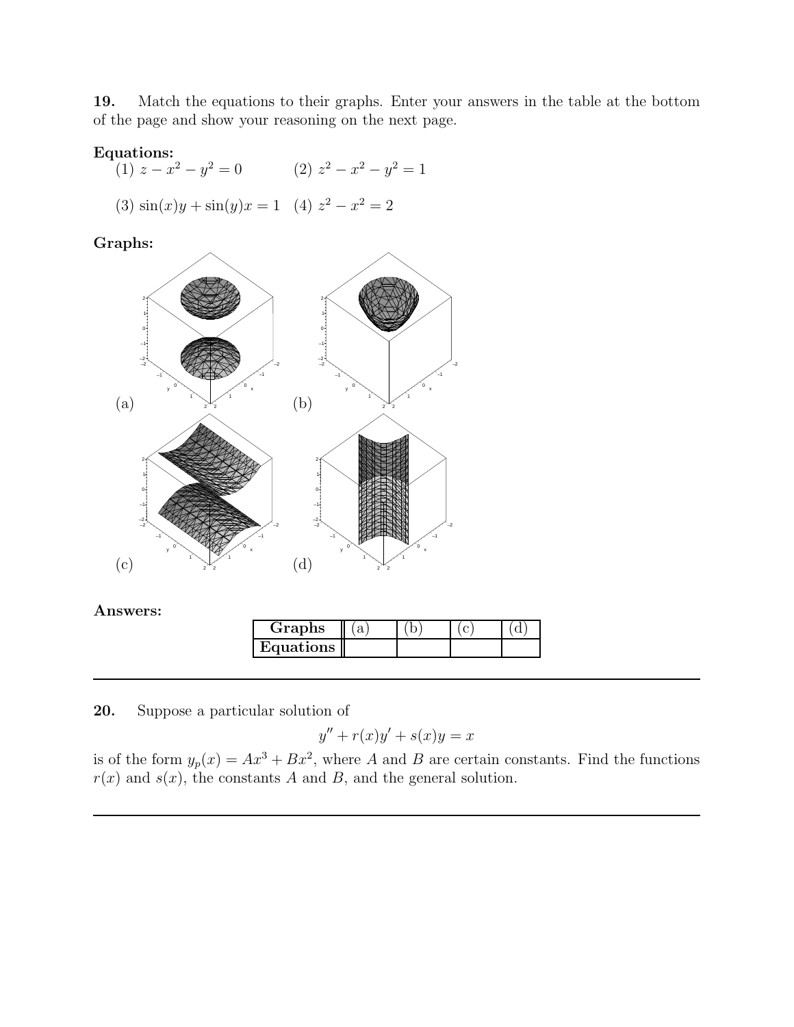**19.** Match the equations to their graphs. Enter your answers in the table at the bottom of the page and show your reasoning on the next page.

**Equations:**

(1) $z - x^2 - y^2 = 0$ (2) $z^2 - x^2 - y^2 = 1$

(3) $\sin(x)y + \sin(y)x = 1$ (4) $z^2 - x^2 = 2$

**Graphs:**

(a)

(b)

(c)

(d)

**Answers:**

| Graphs | (a) | (b) | (c) | (d) |
|---|---|---|---|---|
| Equations | | | | |

---

**20.** Suppose a particular solution of

$$y'' + r(x)y' + s(x)y = x$$

is of the form $y_p(x) = Ax^3 + Bx^2$, where $A$ and $B$ are certain constants. Find the functions $r(x)$ and $s(x)$, the constants $A$ and $B$, and the general solution.

---